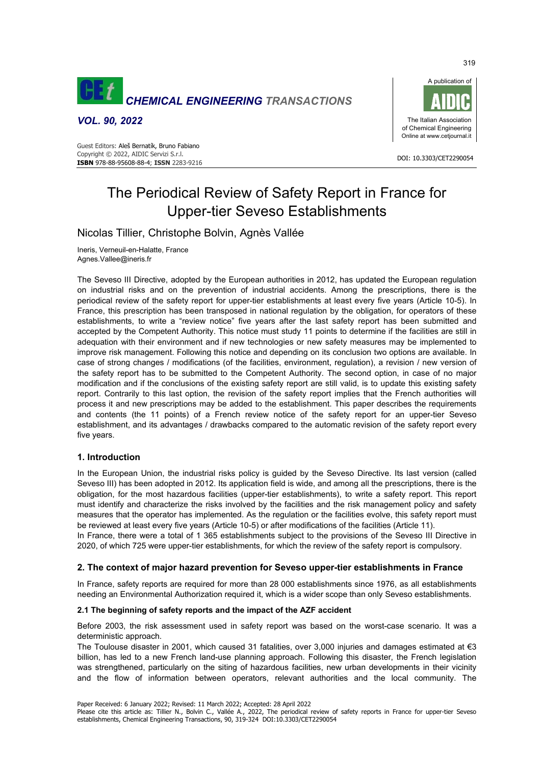# The Periodical Review of Safety Report in France for Upper-tier Seveso Establishments

Nicolas Tillier, Christophe Bolvin, Agnès Vallée

Ineris, Verneuil-en-Halatte, France
Agnes.Vallee@ineris.fr

The Seveso III Directive, adopted by the European authorities in 2012, has updated the European regulation on industrial risks and on the prevention of industrial accidents. Among the prescriptions, there is the periodical review of the safety report for upper-tier establishments at least every five years (Article 10-5). In France, this prescription has been transposed in national regulation by the obligation, for operators of these establishments, to write a "review notice" five years after the last safety report has been submitted and accepted by the Competent Authority. This notice must study 11 points to determine if the facilities are still in adequation with their environment and if new technologies or new safety measures may be implemented to improve risk management. Following this notice and depending on its conclusion two options are available. In case of strong changes / modifications (of the facilities, environment, regulation), a revision / new version of the safety report has to be submitted to the Competent Authority. The second option, in case of no major modification and if the conclusions of the existing safety report are still valid, is to update this existing safety report. Contrarily to this last option, the revision of the safety report implies that the French authorities will process it and new prescriptions may be added to the establishment. This paper describes the requirements and contents (the 11 points) of a French review notice of the safety report for an upper-tier Seveso establishment, and its advantages / drawbacks compared to the automatic revision of the safety report every five years.

## 1. Introduction

In the European Union, the industrial risks policy is guided by the Seveso Directive. Its last version (called Seveso III) has been adopted in 2012. Its application field is wide, and among all the prescriptions, there is the obligation, for the most hazardous facilities (upper-tier establishments), to write a safety report. This report must identify and characterize the risks involved by the facilities and the risk management policy and safety measures that the operator has implemented. As the regulation or the facilities evolve, this safety report must be reviewed at least every five years (Article 10-5) or after modifications of the facilities (Article 11).

In France, there were a total of 1 365 establishments subject to the provisions of the Seveso III Directive in 2020, of which 725 were upper-tier establishments, for which the review of the safety report is compulsory.

## 2. The context of major hazard prevention for Seveso upper-tier establishments in France

In France, safety reports are required for more than 28 000 establishments since 1976, as all establishments needing an Environmental Authorization required it, which is a wider scope than only Seveso establishments.

### 2.1 The beginning of safety reports and the impact of the AZF accident

Before 2003, the risk assessment used in safety report was based on the worst-case scenario. It was a deterministic approach.

The Toulouse disaster in 2001, which caused 31 fatalities, over 3,000 injuries and damages estimated at €3 billion, has led to a new French land-use planning approach. Following this disaster, the French legislation was strengthened, particularly on the siting of hazardous facilities, new urban developments in their vicinity and the flow of information between operators, relevant authorities and the local community. The

Paper Received: 6 January 2022; Revised: 11 March 2022; Accepted: 28 April 2022

Please cite this article as: Tillier N., Bolvin C., Vallée A., 2022, The periodical review of safety reports in France for upper-tier Seveso establishments, Chemical Engineering Transactions, 90, 319-324 DOI:10.3303/CET2290054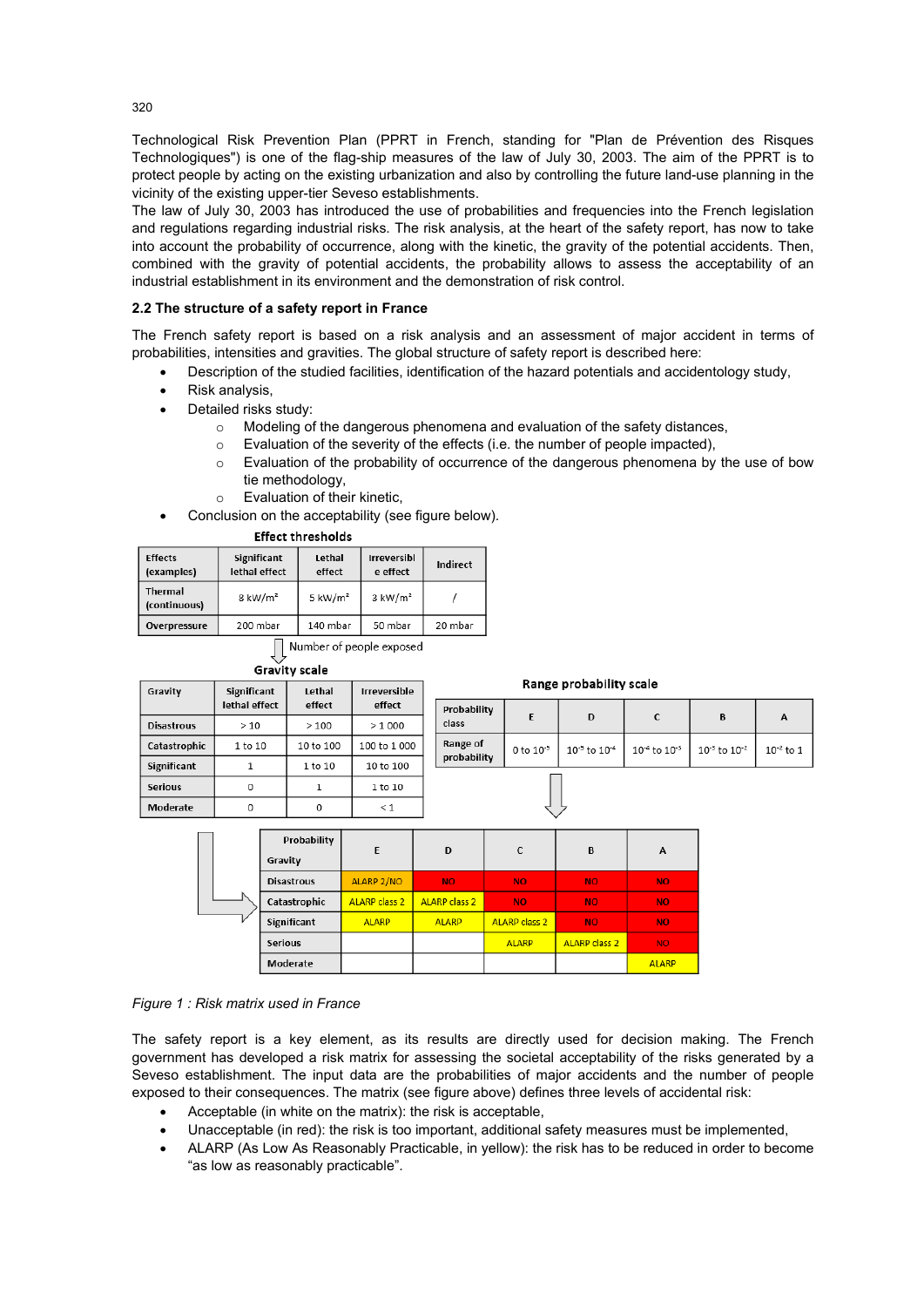Technological Risk Prevention Plan (PPRT in French, standing for "Plan de Prévention des Risques Technologiques") is one of the flag-ship measures of the law of July 30, 2003. The aim of the PPRT is to protect people by acting on the existing urbanization and also by controlling the future land-use planning in the vicinity of the existing upper-tier Seveso establishments.

The law of July 30, 2003 has introduced the use of probabilities and frequencies into the French legislation and regulations regarding industrial risks. The risk analysis, at the heart of the safety report, has now to take into account the probability of occurrence, along with the kinetic, the gravity of the potential accidents. Then, combined with the gravity of potential accidents, the probability allows to assess the acceptability of an industrial establishment in its environment and the demonstration of risk control.

### 2.2 The structure of a safety report in France

The French safety report is based on a risk analysis and an assessment of major accident in terms of probabilities, intensities and gravities. The global structure of safety report is described here:

- Description of the studied facilities, identification of the hazard potentials and accidentology study,
- Risk analysis,
- Detailed risks study:
  - Modeling of the dangerous phenomena and evaluation of the safety distances,
  - Evaluation of the severity of the effects (i.e. the number of people impacted),
  - Evaluation of the probability of occurrence of the dangerous phenomena by the use of bow tie methodology,
  - Evaluation of their kinetic,
- Conclusion on the acceptability (see figure below).

**Effect thresholds**

| Effects (examples) | Significant lethal effect | Lethal effect | Irreversible effect | Indirect |
|---|---|---|---|---|
| Thermal (continuous) | 8 kW/m² | 5 kW/m² | 3 kW/m² | / |
| Overpressure | 200 mbar | 140 mbar | 50 mbar | 20 mbar |

Number of people exposed

**Gravity scale**

| Gravity | Significant lethal effect | Lethal effect | Irreversible effect |
|---|---|---|---|
| Disastrous | > 10 | > 100 | > 1 000 |
| Catastrophic | 1 to 10 | 10 to 100 | 100 to 1 000 |
| Significant | 1 | 1 to 10 | 10 to 100 |
| Serious | 0 | 1 | 1 to 10 |
| Moderate | 0 | 0 | < 1 |

**Range probability scale**

| Probability class | E | D | C | B | A |
|---|---|---|---|---|---|
| Range of probability | 0 to $10^{-5}$ | $10^{-5}$ to $10^{-4}$ | $10^{-4}$ to $10^{-3}$ | $10^{-3}$ to $10^{-2}$ | $10^{-2}$ to 1 |

| Gravity \ Probability | E | D | C | B | A |
|---|---|---|---|---|---|
| Disastrous | ALARP 2/NO | NO | NO | NO | NO |
| Catastrophic | ALARP class 2 | ALARP class 2 | NO | NO | NO |
| Significant | ALARP | ALARP | ALARP class 2 | NO | NO |
| Serious | | | ALARP | ALARP class 2 | NO |
| Moderate | | | | | ALARP |

*Figure 1 : Risk matrix used in France*

The safety report is a key element, as its results are directly used for decision making. The French government has developed a risk matrix for assessing the societal acceptability of the risks generated by a Seveso establishment. The input data are the probabilities of major accidents and the number of people exposed to their consequences. The matrix (see figure above) defines three levels of accidental risk:

- Acceptable (in white on the matrix): the risk is acceptable,
- Unacceptable (in red): the risk is too important, additional safety measures must be implemented,
- ALARP (As Low As Reasonably Practicable, in yellow): the risk has to be reduced in order to become "as low as reasonably practicable".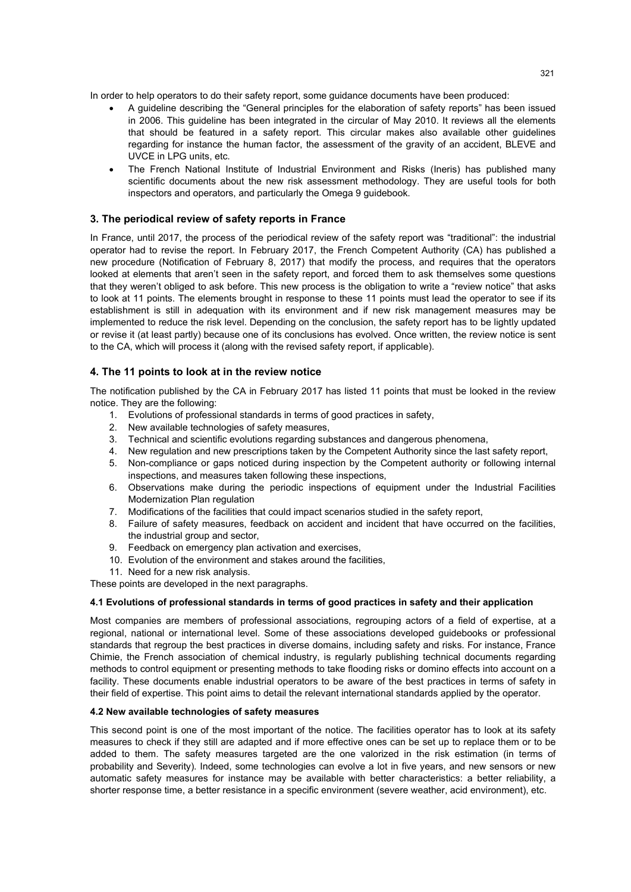In order to help operators to do their safety report, some guidance documents have been produced:

- A guideline describing the "General principles for the elaboration of safety reports" has been issued in 2006. This guideline has been integrated in the circular of May 2010. It reviews all the elements that should be featured in a safety report. This circular makes also available other guidelines regarding for instance the human factor, the assessment of the gravity of an accident, BLEVE and UVCE in LPG units, etc.
- The French National Institute of Industrial Environment and Risks (Ineris) has published many scientific documents about the new risk assessment methodology. They are useful tools for both inspectors and operators, and particularly the Omega 9 guidebook.

## 3. The periodical review of safety reports in France

In France, until 2017, the process of the periodical review of the safety report was "traditional": the industrial operator had to revise the report. In February 2017, the French Competent Authority (CA) has published a new procedure (Notification of February 8, 2017) that modify the process, and requires that the operators looked at elements that aren't seen in the safety report, and forced them to ask themselves some questions that they weren't obliged to ask before. This new process is the obligation to write a "review notice" that asks to look at 11 points. The elements brought in response to these 11 points must lead the operator to see if its establishment is still in adequation with its environment and if new risk management measures may be implemented to reduce the risk level. Depending on the conclusion, the safety report has to be lightly updated or revise it (at least partly) because one of its conclusions has evolved. Once written, the review notice is sent to the CA, which will process it (along with the revised safety report, if applicable).

## 4. The 11 points to look at in the review notice

The notification published by the CA in February 2017 has listed 11 points that must be looked in the review notice. They are the following:

1. Evolutions of professional standards in terms of good practices in safety,
2. New available technologies of safety measures,
3. Technical and scientific evolutions regarding substances and dangerous phenomena,
4. New regulation and new prescriptions taken by the Competent Authority since the last safety report,
5. Non-compliance or gaps noticed during inspection by the Competent authority or following internal inspections, and measures taken following these inspections,
6. Observations make during the periodic inspections of equipment under the Industrial Facilities Modernization Plan regulation
7. Modifications of the facilities that could impact scenarios studied in the safety report,
8. Failure of safety measures, feedback on accident and incident that have occurred on the facilities, the industrial group and sector,
9. Feedback on emergency plan activation and exercises,
10. Evolution of the environment and stakes around the facilities,
11. Need for a new risk analysis.

These points are developed in the next paragraphs.

### 4.1 Evolutions of professional standards in terms of good practices in safety and their application

Most companies are members of professional associations, regrouping actors of a field of expertise, at a regional, national or international level. Some of these associations developed guidebooks or professional standards that regroup the best practices in diverse domains, including safety and risks. For instance, France Chimie, the French association of chemical industry, is regularly publishing technical documents regarding methods to control equipment or presenting methods to take flooding risks or domino effects into account on a facility. These documents enable industrial operators to be aware of the best practices in terms of safety in their field of expertise. This point aims to detail the relevant international standards applied by the operator.

### 4.2 New available technologies of safety measures

This second point is one of the most important of the notice. The facilities operator has to look at its safety measures to check if they still are adapted and if more effective ones can be set up to replace them or to be added to them. The safety measures targeted are the one valorized in the risk estimation (in terms of probability and Severity). Indeed, some technologies can evolve a lot in five years, and new sensors or new automatic safety measures for instance may be available with better characteristics: a better reliability, a shorter response time, a better resistance in a specific environment (severe weather, acid environment), etc.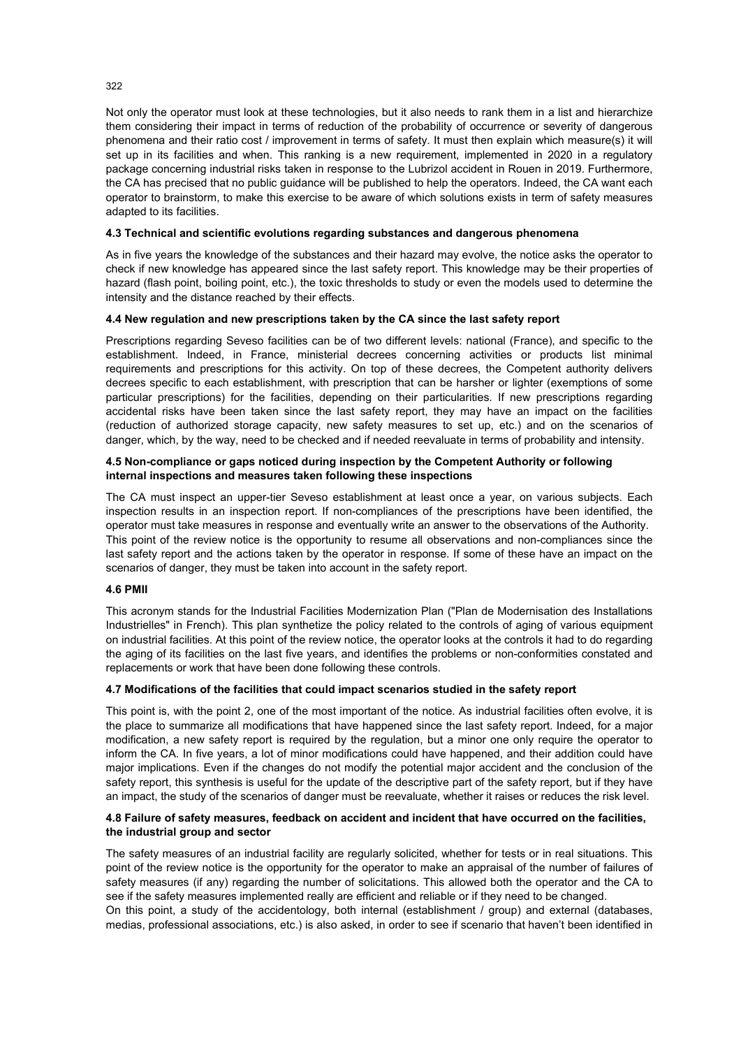Not only the operator must look at these technologies, but it also needs to rank them in a list and hierarchize them considering their impact in terms of reduction of the probability of occurrence or severity of dangerous phenomena and their ratio cost / improvement in terms of safety. It must then explain which measure(s) it will set up in its facilities and when. This ranking is a new requirement, implemented in 2020 in a regulatory package concerning industrial risks taken in response to the Lubrizol accident in Rouen in 2019. Furthermore, the CA has precised that no public guidance will be published to help the operators. Indeed, the CA want each operator to brainstorm, to make this exercise to be aware of which solutions exists in term of safety measures adapted to its facilities.

#### 4.3 Technical and scientific evolutions regarding substances and dangerous phenomena

As in five years the knowledge of the substances and their hazard may evolve, the notice asks the operator to check if new knowledge has appeared since the last safety report. This knowledge may be their properties of hazard (flash point, boiling point, etc.), the toxic thresholds to study or even the models used to determine the intensity and the distance reached by their effects.

#### 4.4 New regulation and new prescriptions taken by the CA since the last safety report

Prescriptions regarding Seveso facilities can be of two different levels: national (France), and specific to the establishment. Indeed, in France, ministerial decrees concerning activities or products list minimal requirements and prescriptions for this activity. On top of these decrees, the Competent authority delivers decrees specific to each establishment, with prescription that can be harsher or lighter (exemptions of some particular prescriptions) for the facilities, depending on their particularities. If new prescriptions regarding accidental risks have been taken since the last safety report, they may have an impact on the facilities (reduction of authorized storage capacity, new safety measures to set up, etc.) and on the scenarios of danger, which, by the way, need to be checked and if needed reevaluate in terms of probability and intensity.

#### 4.5 Non-compliance or gaps noticed during inspection by the Competent Authority or following internal inspections and measures taken following these inspections

The CA must inspect an upper-tier Seveso establishment at least once a year, on various subjects. Each inspection results in an inspection report. If non-compliances of the prescriptions have been identified, the operator must take measures in response and eventually write an answer to the observations of the Authority.
This point of the review notice is the opportunity to resume all observations and non-compliances since the last safety report and the actions taken by the operator in response. If some of these have an impact on the scenarios of danger, they must be taken into account in the safety report.

#### 4.6 PMII

This acronym stands for the Industrial Facilities Modernization Plan ("Plan de Modernisation des Installations Industrielles" in French). This plan synthetize the policy related to the controls of aging of various equipment on industrial facilities. At this point of the review notice, the operator looks at the controls it had to do regarding the aging of its facilities on the last five years, and identifies the problems or non-conformities constated and replacements or work that have been done following these controls.

#### 4.7 Modifications of the facilities that could impact scenarios studied in the safety report

This point is, with the point 2, one of the most important of the notice. As industrial facilities often evolve, it is the place to summarize all modifications that have happened since the last safety report. Indeed, for a major modification, a new safety report is required by the regulation, but a minor one only require the operator to inform the CA. In five years, a lot of minor modifications could have happened, and their addition could have major implications. Even if the changes do not modify the potential major accident and the conclusion of the safety report, this synthesis is useful for the update of the descriptive part of the safety report, but if they have an impact, the study of the scenarios of danger must be reevaluate, whether it raises or reduces the risk level.

#### 4.8 Failure of safety measures, feedback on accident and incident that have occurred on the facilities, the industrial group and sector

The safety measures of an industrial facility are regularly solicited, whether for tests or in real situations. This point of the review notice is the opportunity for the operator to make an appraisal of the number of failures of safety measures (if any) regarding the number of solicitations. This allowed both the operator and the CA to see if the safety measures implemented really are efficient and reliable or if they need to be changed.
On this point, a study of the accidentology, both internal (establishment / group) and external (databases, medias, professional associations, etc.) is also asked, in order to see if scenario that haven't been identified in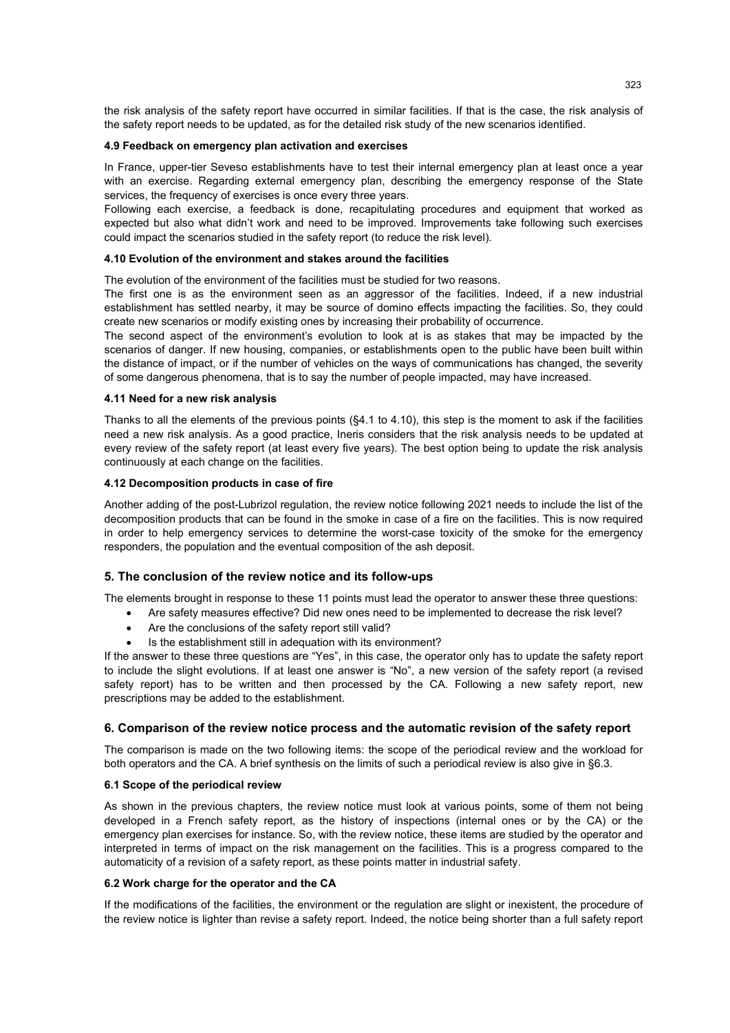the risk analysis of the safety report have occurred in similar facilities. If that is the case, the risk analysis of the safety report needs to be updated, as for the detailed risk study of the new scenarios identified.

### 4.9 Feedback on emergency plan activation and exercises

In France, upper-tier Seveso establishments have to test their internal emergency plan at least once a year with an exercise. Regarding external emergency plan, describing the emergency response of the State services, the frequency of exercises is once every three years.

Following each exercise, a feedback is done, recapitulating procedures and equipment that worked as expected but also what didn't work and need to be improved. Improvements take following such exercises could impact the scenarios studied in the safety report (to reduce the risk level).

### 4.10 Evolution of the environment and stakes around the facilities

The evolution of the environment of the facilities must be studied for two reasons.

The first one is as the environment seen as an aggressor of the facilities. Indeed, if a new industrial establishment has settled nearby, it may be source of domino effects impacting the facilities. So, they could create new scenarios or modify existing ones by increasing their probability of occurrence.

The second aspect of the environment's evolution to look at is as stakes that may be impacted by the scenarios of danger. If new housing, companies, or establishments open to the public have been built within the distance of impact, or if the number of vehicles on the ways of communications has changed, the severity of some dangerous phenomena, that is to say the number of people impacted, may have increased.

### 4.11 Need for a new risk analysis

Thanks to all the elements of the previous points (§4.1 to 4.10), this step is the moment to ask if the facilities need a new risk analysis. As a good practice, Ineris considers that the risk analysis needs to be updated at every review of the safety report (at least every five years). The best option being to update the risk analysis continuously at each change on the facilities.

### 4.12 Decomposition products in case of fire

Another adding of the post-Lubrizol regulation, the review notice following 2021 needs to include the list of the decomposition products that can be found in the smoke in case of a fire on the facilities. This is now required in order to help emergency services to determine the worst-case toxicity of the smoke for the emergency responders, the population and the eventual composition of the ash deposit.

## 5. The conclusion of the review notice and its follow-ups

The elements brought in response to these 11 points must lead the operator to answer these three questions:

- Are safety measures effective? Did new ones need to be implemented to decrease the risk level?
- Are the conclusions of the safety report still valid?
- Is the establishment still in adequation with its environment?

If the answer to these three questions are "Yes", in this case, the operator only has to update the safety report to include the slight evolutions. If at least one answer is "No", a new version of the safety report (a revised safety report) has to be written and then processed by the CA. Following a new safety report, new prescriptions may be added to the establishment.

## 6. Comparison of the review notice process and the automatic revision of the safety report

The comparison is made on the two following items: the scope of the periodical review and the workload for both operators and the CA. A brief synthesis on the limits of such a periodical review is also give in §6.3.

### 6.1 Scope of the periodical review

As shown in the previous chapters, the review notice must look at various points, some of them not being developed in a French safety report, as the history of inspections (internal ones or by the CA) or the emergency plan exercises for instance. So, with the review notice, these items are studied by the operator and interpreted in terms of impact on the risk management on the facilities. This is a progress compared to the automaticity of a revision of a safety report, as these points matter in industrial safety.

### 6.2 Work charge for the operator and the CA

If the modifications of the facilities, the environment or the regulation are slight or inexistent, the procedure of the review notice is lighter than revise a safety report. Indeed, the notice being shorter than a full safety report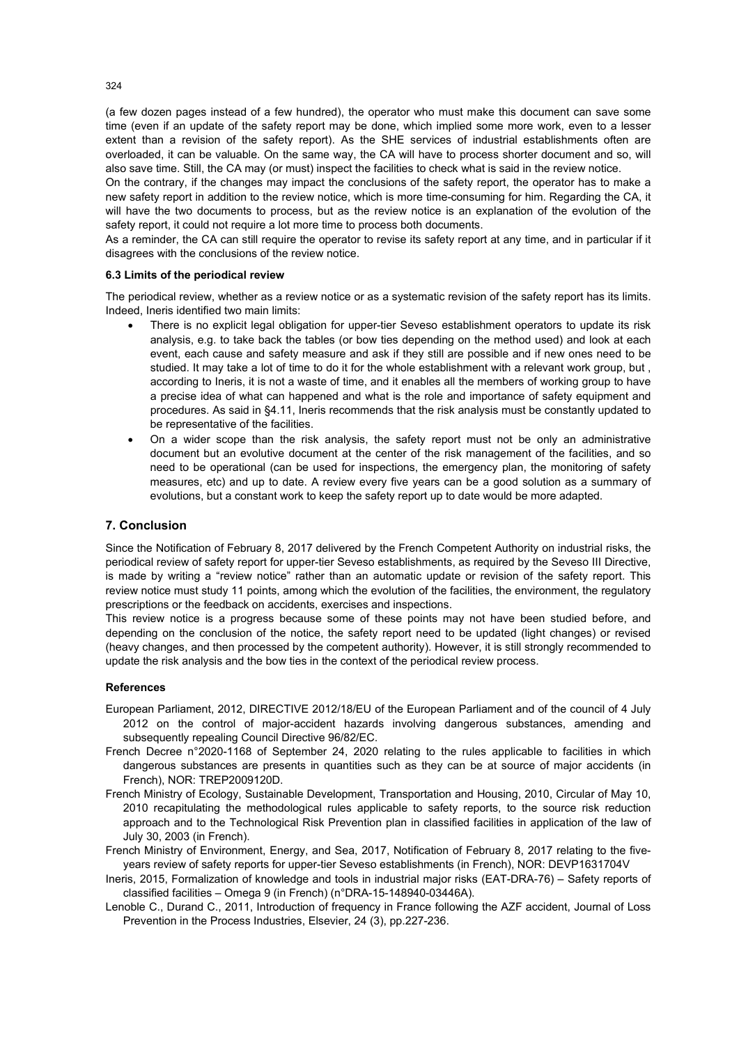(a few dozen pages instead of a few hundred), the operator who must make this document can save some time (even if an update of the safety report may be done, which implied some more work, even to a lesser extent than a revision of the safety report). As the SHE services of industrial establishments often are overloaded, it can be valuable. On the same way, the CA will have to process shorter document and so, will also save time. Still, the CA may (or must) inspect the facilities to check what is said in the review notice.

On the contrary, if the changes may impact the conclusions of the safety report, the operator has to make a new safety report in addition to the review notice, which is more time-consuming for him. Regarding the CA, it will have the two documents to process, but as the review notice is an explanation of the evolution of the safety report, it could not require a lot more time to process both documents.

As a reminder, the CA can still require the operator to revise its safety report at any time, and in particular if it disagrees with the conclusions of the review notice.

### 6.3 Limits of the periodical review

The periodical review, whether as a review notice or as a systematic revision of the safety report has its limits. Indeed, Ineris identified two main limits:

- There is no explicit legal obligation for upper-tier Seveso establishment operators to update its risk analysis, e.g. to take back the tables (or bow ties depending on the method used) and look at each event, each cause and safety measure and ask if they still are possible and if new ones need to be studied. It may take a lot of time to do it for the whole establishment with a relevant work group, but , according to Ineris, it is not a waste of time, and it enables all the members of working group to have a precise idea of what can happened and what is the role and importance of safety equipment and procedures. As said in §4.11, Ineris recommends that the risk analysis must be constantly updated to be representative of the facilities.
- On a wider scope than the risk analysis, the safety report must not be only an administrative document but an evolutive document at the center of the risk management of the facilities, and so need to be operational (can be used for inspections, the emergency plan, the monitoring of safety measures, etc) and up to date. A review every five years can be a good solution as a summary of evolutions, but a constant work to keep the safety report up to date would be more adapted.

## 7. Conclusion

Since the Notification of February 8, 2017 delivered by the French Competent Authority on industrial risks, the periodical review of safety report for upper-tier Seveso establishments, as required by the Seveso III Directive, is made by writing a "review notice" rather than an automatic update or revision of the safety report. This review notice must study 11 points, among which the evolution of the facilities, the environment, the regulatory prescriptions or the feedback on accidents, exercises and inspections.

This review notice is a progress because some of these points may not have been studied before, and depending on the conclusion of the notice, the safety report need to be updated (light changes) or revised (heavy changes, and then processed by the competent authority). However, it is still strongly recommended to update the risk analysis and the bow ties in the context of the periodical review process.

### References

European Parliament, 2012, DIRECTIVE 2012/18/EU of the European Parliament and of the council of 4 July 2012 on the control of major-accident hazards involving dangerous substances, amending and subsequently repealing Council Directive 96/82/EC.

French Decree n°2020-1168 of September 24, 2020 relating to the rules applicable to facilities in which dangerous substances are present in quantities such as they can be at source of major accidents (in French), NOR: TREP2009120D.

French Ministry of Ecology, Sustainable Development, Transportation and Housing, 2010, Circular of May 10, 2010 recapitulating the methodological rules applicable to safety reports, to the source risk reduction approach and to the Technological Risk Prevention plan in classified facilities in application of the law of July 30, 2003 (in French).

French Ministry of Environment, Energy, and Sea, 2017, Notification of February 8, 2017 relating to the five-years review of safety reports for upper-tier Seveso establishments (in French), NOR: DEVP1631704V

Ineris, 2015, Formalization of knowledge and tools in industrial major risks (EAT-DRA-76) – Safety reports of classified facilities – Omega 9 (in French) (n°DRA-15-148940-03446A).

Lenoble C., Durand C., 2011, Introduction of frequency in France following the AZF accident, Journal of Loss Prevention in the Process Industries, Elsevier, 24 (3), pp.227-236.